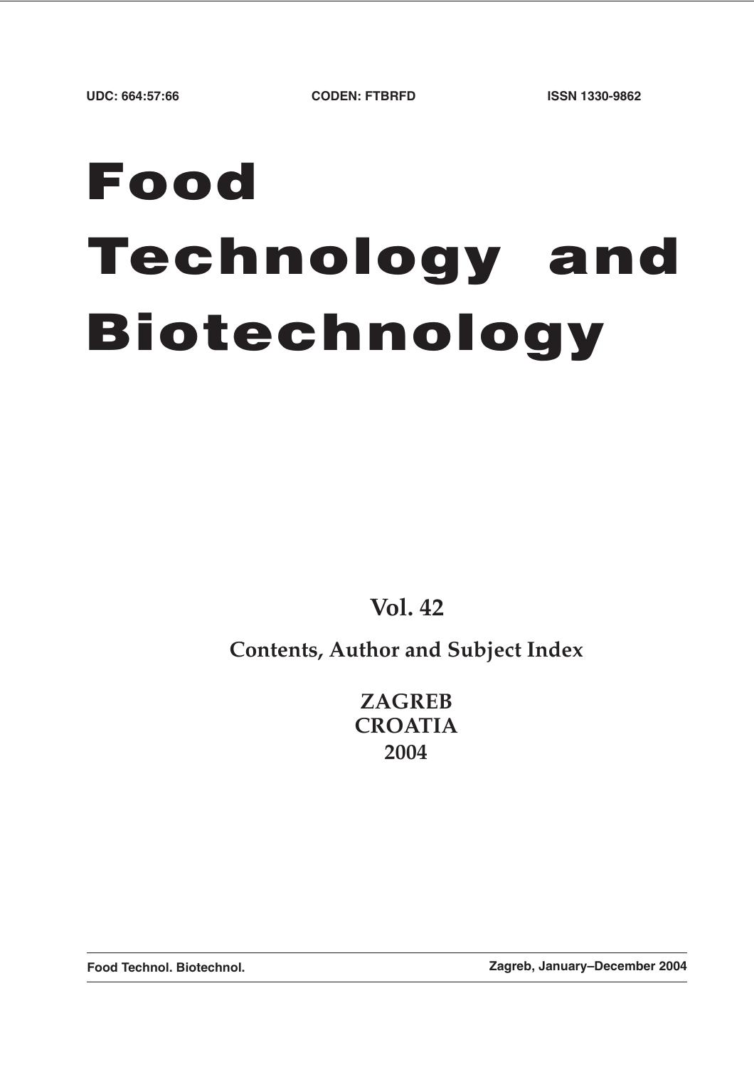UDC: 664:57:66 CODEN: FTBRFD ISSN 1330-9862

# Food Technology and Biotechnology

## Vol. 42

### Contents, Author and Subject Index

**ZAGREB**
**CROATIA**
**2004**

Food Technol. Biotechnol. Zagreb, January–December 2004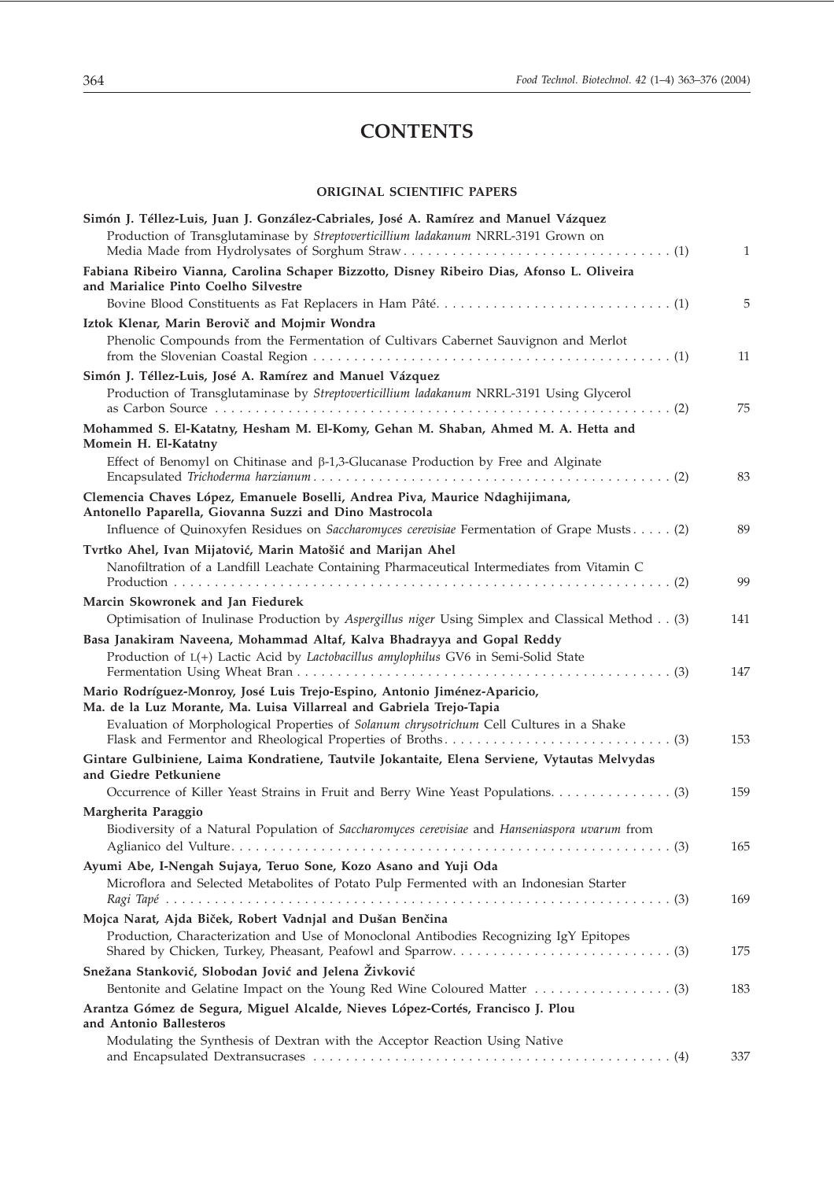# CONTENTS

## ORIGINAL SCIENTIFIC PAPERS

**Simón J. Téllez-Luis, Juan J. González-Cabriales, José A. Ramírez and Manuel Vázquez**
Production of Transglutaminase by *Streptoverticillium ladakanum* NRRL-3191 Grown on Media Made from Hydrolysates of Sorghum Straw . . . . . . . . . . . . . . . . . . . . . . . . . . . . . . . . . . (1) 1

**Fabiana Ribeiro Vianna, Carolina Schaper Bizzotto, Disney Ribeiro Dias, Afonso L. Oliveira and Marialice Pinto Coelho Silvestre**
Bovine Blood Constituents as Fat Replacers in Ham Pâté. . . . . . . . . . . . . . . . . . . . . . . . . . . . . (1) 5

**Iztok Klenar, Marin Berovič and Mojmir Wondra**
Phenolic Compounds from the Fermentation of Cultivars Cabernet Sauvignon and Merlot from the Slovenian Coastal Region . . . . . . . . . . . . . . . . . . . . . . . . . . . . . . . . . . . . . . . . . . . . (1) 11

**Simón J. Téllez-Luis, José A. Ramírez and Manuel Vázquez**
Production of Transglutaminase by *Streptoverticillium ladakanum* NRRL-3191 Using Glycerol as Carbon Source . . . . . . . . . . . . . . . . . . . . . . . . . . . . . . . . . . . . . . . . . . . . . . . . . . . . . . (2) 75

**Mohammed S. El-Katatny, Hesham M. El-Komy, Gehan M. Shaban, Ahmed M. A. Hetta and Momein H. El-Katatny**
Effect of Benomyl on Chitinase and β-1,3-Glucanase Production by Free and Alginate Encapsulated *Trichoderma harzianum* . . . . . . . . . . . . . . . . . . . . . . . . . . . . . . . . . . . . . . . . . . . (2) 83

**Clemencia Chaves López, Emanuele Boselli, Andrea Piva, Maurice Ndaghijimana, Antonello Paparella, Giovanna Suzzi and Dino Mastrocola**
Influence of Quinoxyfen Residues on *Saccharomyces cerevisiae* Fermentation of Grape Musts . . . . . (2) 89

**Tvrtko Ahel, Ivan Mijatović, Marin Matošić and Marijan Ahel**
Nanofiltration of a Landfill Leachate Containing Pharmaceutical Intermediates from Vitamin C Production . . . . . . . . . . . . . . . . . . . . . . . . . . . . . . . . . . . . . . . . . . . . . . . . . . . . . . . . . . . . (2) 99

**Marcin Skowronek and Jan Fiedurek**
Optimisation of Inulinase Production by *Aspergillus niger* Using Simplex and Classical Method . . (3) 141

**Basa Janakiram Naveena, Mohammad Altaf, Kalva Bhadrayya and Gopal Reddy**
Production of L(+) Lactic Acid by *Lactobacillus amylophilus* GV6 in Semi-Solid State Fermentation Using Wheat Bran . . . . . . . . . . . . . . . . . . . . . . . . . . . . . . . . . . . . . . . . . . . . . (3) 147

**Mario Rodríguez-Monroy, José Luis Trejo-Espino, Antonio Jiménez-Aparicio, Ma. de la Luz Morante, Ma. Luisa Villarreal and Gabriela Trejo-Tapia**
Evaluation of Morphological Properties of *Solanum chrysotrichum* Cell Cultures in a Shake Flask and Fermentor and Rheological Properties of Broths. . . . . . . . . . . . . . . . . . . . . . . . . . . . (3) 153

**Gintare Gulbiniene, Laima Kondratiene, Tautvile Jokantaite, Elena Serviene, Vytautas Melvydas and Giedre Petkuniene**
Occurrence of Killer Yeast Strains in Fruit and Berry Wine Yeast Populations. . . . . . . . . . . . . . . (3) 159

**Margherita Paraggio**
Biodiversity of a Natural Population of *Saccharomyces cerevisiae* and *Hanseniaspora uvarum* from Aglianico del Vulture. . . . . . . . . . . . . . . . . . . . . . . . . . . . . . . . . . . . . . . . . . . . . . . . . . . . (3) 165

**Ayumi Abe, I-Nengah Sujaya, Teruo Sone, Kozo Asano and Yuji Oda**
Microflora and Selected Metabolites of Potato Pulp Fermented with an Indonesian Starter *Ragi Tapé* . . . . . . . . . . . . . . . . . . . . . . . . . . . . . . . . . . . . . . . . . . . . . . . . . . . . . . . . . . . . . . (3) 169

**Mojca Narat, Ajda Biček, Robert Vadnjal and Dušan Benčina**
Production, Characterization and Use of Monoclonal Antibodies Recognizing IgY Epitopes Shared by Chicken, Turkey, Pheasant, Peafowl and Sparrow. . . . . . . . . . . . . . . . . . . . . . . . . . . (3) 175

**Snežana Stanković, Slobodan Jović and Jelena Živković**
Bentonite and Gelatine Impact on the Young Red Wine Coloured Matter . . . . . . . . . . . . . . . . . (3) 183

**Arantza Gómez de Segura, Miguel Alcalde, Nieves López-Cortés, Francisco J. Plou and Antonio Ballesteros**
Modulating the Synthesis of Dextran with the Acceptor Reaction Using Native and Encapsulated Dextransucrases . . . . . . . . . . . . . . . . . . . . . . . . . . . . . . . . . . . . . . . . . . . . (4) 337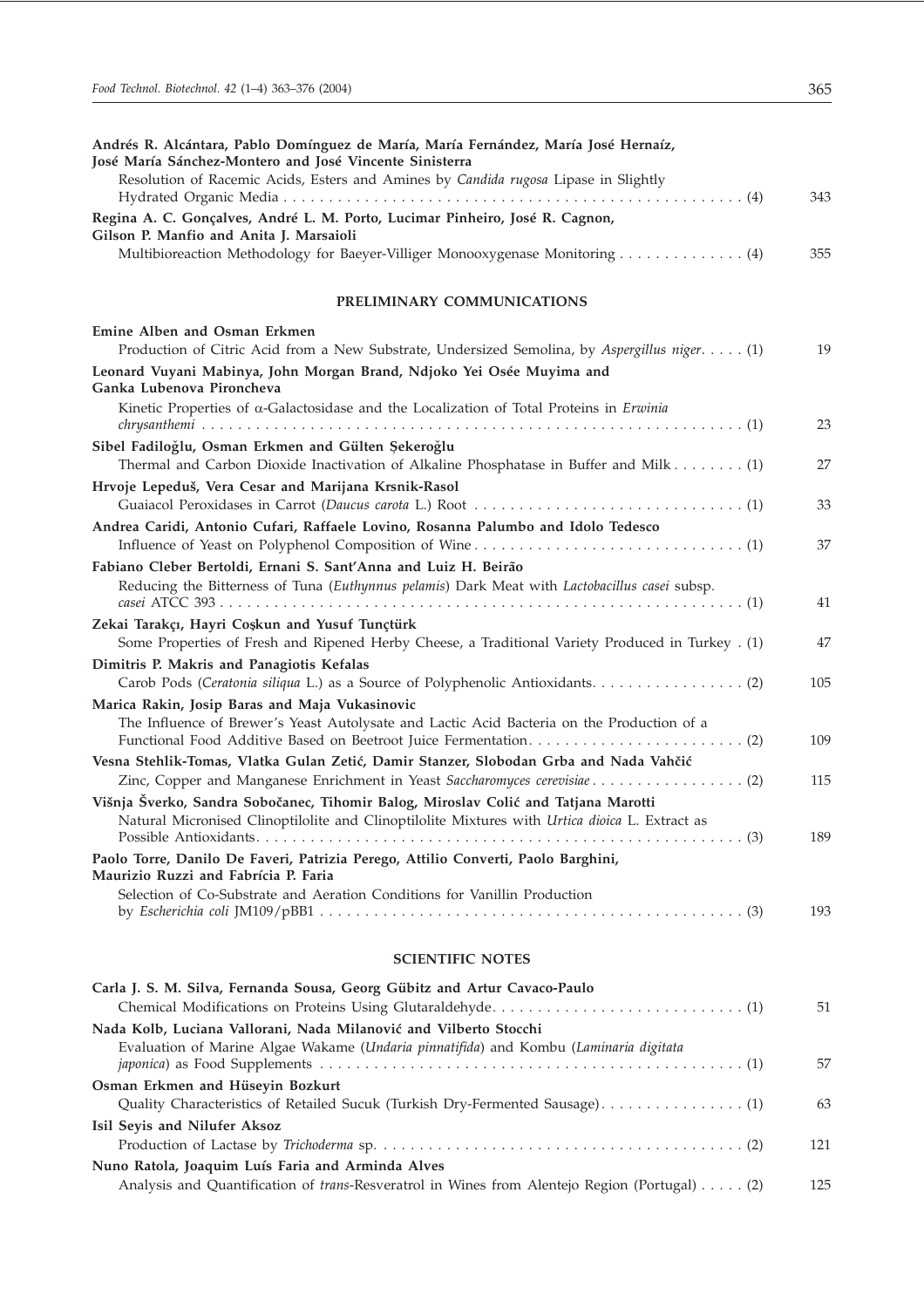**Andrés R. Alcántara, Pablo Domínguez de María, María Fernández, María José Hernaíz, José María Sánchez-Montero and José Vincente Sinisterra**
Resolution of Racemic Acids, Esters and Amines by *Candida rugosa* Lipase in Slightly Hydrated Organic Media . . . . . . . . . . (4) 343

**Regina A. C. Gonçalves, André L. M. Porto, Lucimar Pinheiro, José R. Cagnon, Gilson P. Manfio and Anita J. Marsaioli**
Multibioreaction Methodology for Baeyer-Villiger Monooxygenase Monitoring . . . . . . . . . . (4) 355

## PRELIMINARY COMMUNICATIONS

**Emine Alben and Osman Erkmen**
Production of Citric Acid from a New Substrate, Undersized Semolina, by *Aspergillus niger*. . . . . (1) 19

**Leonard Vuyani Mabinya, John Morgan Brand, Ndjoko Yei Osée Muyima and Ganka Lubenova Pironcheva**
Kinetic Properties of α-Galactosidase and the Localization of Total Proteins in *Erwinia chrysanthemi* . . . . . . . . . . (1) 23

**Sibel Fadiloğlu, Osman Erkmen and Gülten Şekeroğlu**
Thermal and Carbon Dioxide Inactivation of Alkaline Phosphatase in Buffer and Milk . . . . . . . . (1) 27

**Hrvoje Lepeduš, Vera Cesar and Marijana Krsnik-Rasol**
Guaiacol Peroxidases in Carrot (*Daucus carota* L.) Root . . . . . . . . . . (1) 33

**Andrea Caridi, Antonio Cufari, Raffaele Lovino, Rosanna Palumbo and Idolo Tedesco**
Influence of Yeast on Polyphenol Composition of Wine . . . . . . . . . . (1) 37

**Fabiano Cleber Bertoldi, Ernani S. Sant'Anna and Luiz H. Beirão**
Reducing the Bitterness of Tuna (*Euthynnus pelamis*) Dark Meat with *Lactobacillus casei* subsp. *casei* ATCC 393 . . . . . . . . . . (1) 41

**Zekai Tarakçı, Hayri Coşkun and Yusuf Tunçtürk**
Some Properties of Fresh and Ripened Herby Cheese, a Traditional Variety Produced in Turkey . (1) 47

**Dimitris P. Makris and Panagiotis Kefalas**
Carob Pods (*Ceratonia siliqua* L.) as a Source of Polyphenolic Antioxidants. . . . . . . . . . (2) 105

**Marica Rakin, Josip Baras and Maja Vukasinovic**
The Influence of Brewer's Yeast Autolysate and Lactic Acid Bacteria on the Production of a Functional Food Additive Based on Beetroot Juice Fermentation. . . . . . . . . . (2) 109

**Vesna Stehlik-Tomas, Vlatka Gulan Zetić, Damir Stanzer, Slobodan Grba and Nada Vahčić**
Zinc, Copper and Manganese Enrichment in Yeast *Saccharomyces cerevisiae* . . . . . . . . . . (2) 115

**Višnja Šverko, Sandra Sobočanec, Tihomir Balog, Miroslav Colić and Tatjana Marotti**
Natural Micronised Clinoptilolite and Clinoptilolite Mixtures with *Urtica dioica* L. Extract as Possible Antioxidants. . . . . . . . . . (3) 189

**Paolo Torre, Danilo De Faveri, Patrizia Perego, Attilio Converti, Paolo Barghini, Maurizio Ruzzi and Fabrícia P. Faria**
Selection of Co-Substrate and Aeration Conditions for Vanillin Production by *Escherichia coli* JM109/pBB1 . . . . . . . . . . (3) 193

## SCIENTIFIC NOTES

**Carla J. S. M. Silva, Fernanda Sousa, Georg Gübitz and Artur Cavaco-Paulo**
Chemical Modifications on Proteins Using Glutaraldehyde. . . . . . . . . . (1) 51

**Nada Kolb, Luciana Vallorani, Nada Milanović and Vilberto Stocchi**
Evaluation of Marine Algae Wakame (*Undaria pinnatifida*) and Kombu (*Laminaria digitata japonica*) as Food Supplements . . . . . . . . . . (1) 57

**Osman Erkmen and Hüseyin Bozkurt**
Quality Characteristics of Retailed Sucuk (Turkish Dry-Fermented Sausage). . . . . . . . . . (1) 63

**Isil Seyis and Nilufer Aksoz**
Production of Lactase by *Trichoderma* sp. . . . . . . . . . . (2) 121

**Nuno Ratola, Joaquim Luís Faria and Arminda Alves**
Analysis and Quantification of *trans*-Resveratrol in Wines from Alentejo Region (Portugal) . . . . . (2) 125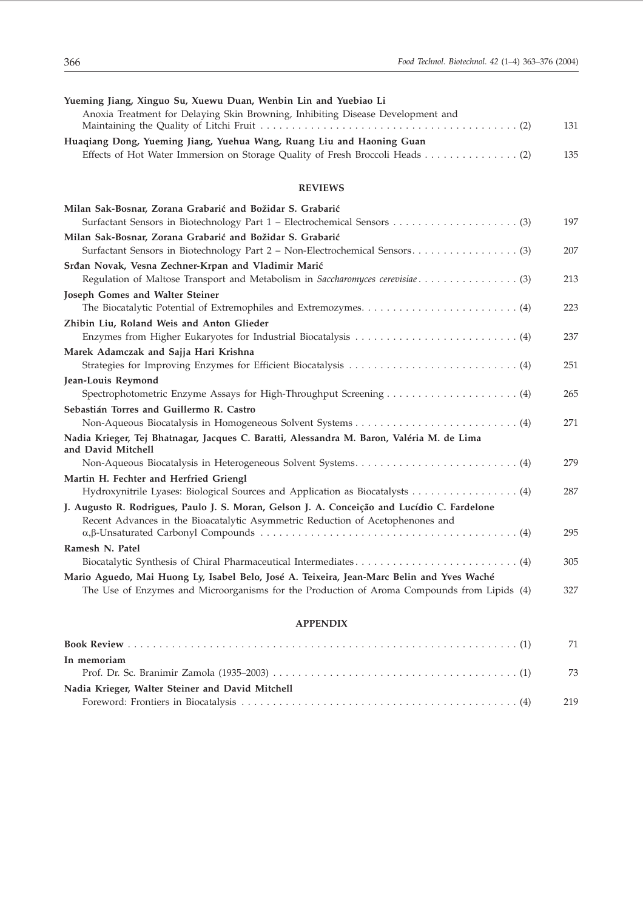**Yueming Jiang, Xinguo Su, Xuewu Duan, Wenbin Lin and Yuebiao Li**
Anoxia Treatment for Delaying Skin Browning, Inhibiting Disease Development and Maintaining the Quality of Litchi Fruit . . . . . . . . . . . . . . . . . . . . . . . . . . . . . . . . . . . . . . . . . . (2) 131

**Huaqiang Dong, Yueming Jiang, Yuehua Wang, Ruang Liu and Haoning Guan**
Effects of Hot Water Immersion on Storage Quality of Fresh Broccoli Heads . . . . . . . . . . . . . . . (2) 135

## REVIEWS

**Milan Sak-Bosnar, Zorana Grabarić and Božidar S. Grabarić**
Surfactant Sensors in Biotechnology Part 1 – Electrochemical Sensors . . . . . . . . . . . . . . . . . . . . (3) 197

**Milan Sak-Bosnar, Zorana Grabarić and Božidar S. Grabarić**
Surfactant Sensors in Biotechnology Part 2 – Non-Electrochemical Sensors. . . . . . . . . . . . . . . . . (3) 207

**Srđan Novak, Vesna Zechner-Krpan and Vladimir Marić**
Regulation of Maltose Transport and Metabolism in *Saccharomyces cerevisiae* . . . . . . . . . . . . . . . (3) 213

**Joseph Gomes and Walter Steiner**
The Biocatalytic Potential of Extremophiles and Extremozymes. . . . . . . . . . . . . . . . . . . . . . . . . (4) 223

**Zhibin Liu, Roland Weis and Anton Glieder**
Enzymes from Higher Eukaryotes for Industrial Biocatalysis . . . . . . . . . . . . . . . . . . . . . . . . . . (4) 237

**Marek Adamczak and Sajja Hari Krishna**
Strategies for Improving Enzymes for Efficient Biocatalysis . . . . . . . . . . . . . . . . . . . . . . . . . . . (4) 251

**Jean-Louis Reymond**
Spectrophotometric Enzyme Assays for High-Throughput Screening . . . . . . . . . . . . . . . . . . . . . (4) 265

**Sebastián Torres and Guillermo R. Castro**
Non-Aqueous Biocatalysis in Homogeneous Solvent Systems . . . . . . . . . . . . . . . . . . . . . . . . . . (4) 271

**Nadia Krieger, Tej Bhatnagar, Jacques C. Baratti, Alessandra M. Baron, Valéria M. de Lima and David Mitchell**
Non-Aqueous Biocatalysis in Heterogeneous Solvent Systems. . . . . . . . . . . . . . . . . . . . . . . . . . (4) 279

**Martin H. Fechter and Herfried Griengl**
Hydroxynitrile Lyases: Biological Sources and Application as Biocatalysts . . . . . . . . . . . . . . . . . (4) 287

**J. Augusto R. Rodrigues, Paulo J. S. Moran, Gelson J. A. Conceição and Lucídio C. Fardelone**
Recent Advances in the Bioacatalytic Asymmetric Reduction of Acetophenones and $\alpha,\beta$-Unsaturated Carbonyl Compounds . . . . . . . . . . . . . . . . . . . . . . . . . . . . . . . . . . . . . . . . . (4) 295

**Ramesh N. Patel**
Biocatalytic Synthesis of Chiral Pharmaceutical Intermediates. . . . . . . . . . . . . . . . . . . . . . . . . . (4) 305

**Mario Aguedo, Mai Huong Ly, Isabel Belo, José A. Teixeira, Jean-Marc Belin and Yves Waché**
The Use of Enzymes and Microorganisms for the Production of Aroma Compounds from Lipids (4) 327

## APPENDIX

**Book Review** . . . . . . . . . . . . . . . . . . . . . . . . . . . . . . . . . . . . . . . . . . . . . . . . . . . . . . . . . . . . . (1) 71

**In memoriam**
Prof. Dr. Sc. Branimir Zamola (1935–2003) . . . . . . . . . . . . . . . . . . . . . . . . . . . . . . . . . . . . . . . (1) 73

**Nadia Krieger, Walter Steiner and David Mitchell**
Foreword: Frontiers in Biocatalysis . . . . . . . . . . . . . . . . . . . . . . . . . . . . . . . . . . . . . . . . . . . . (4) 219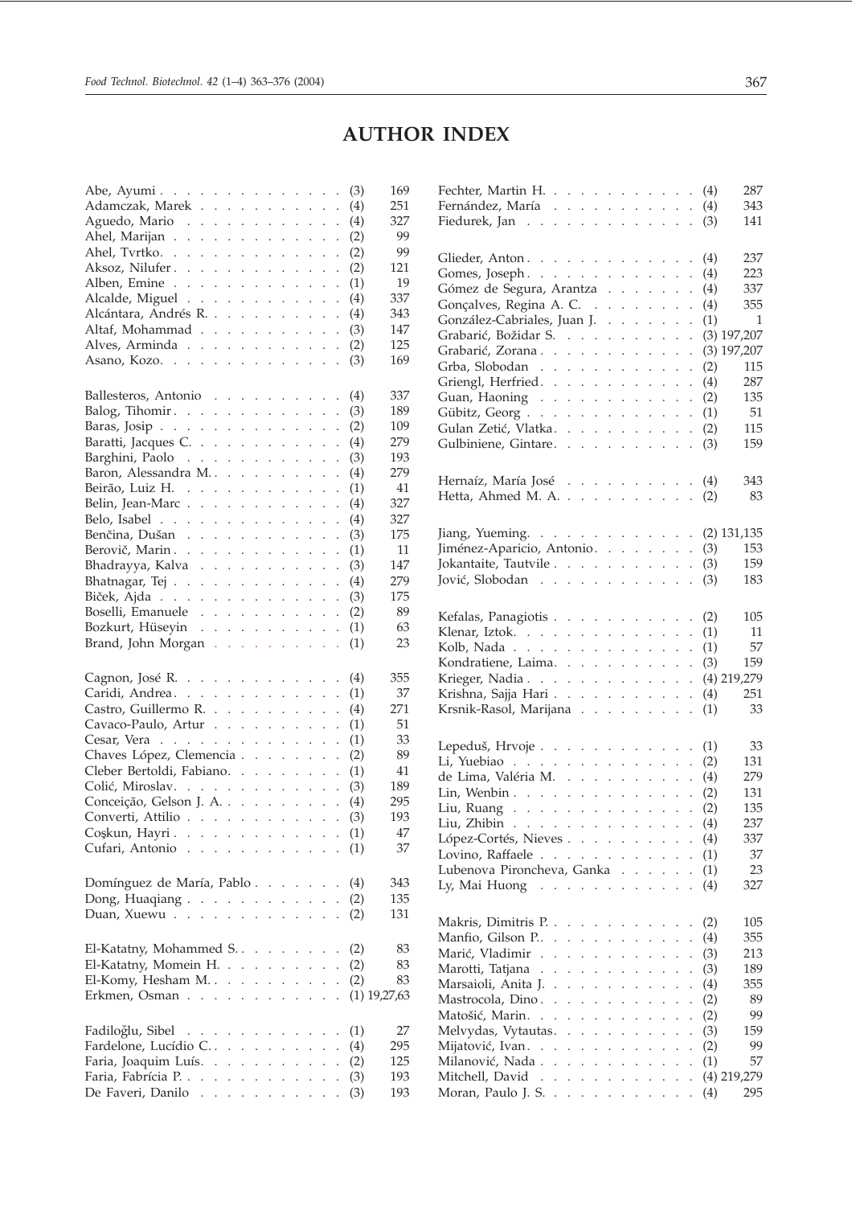# AUTHOR INDEX

Abe, Ayumi . . . (3) 169
Adamczak, Marek . . . (4) 251
Aguedo, Mario . . . (4) 327
Ahel, Marijan . . . (2) 99
Ahel, Tvrtko . . . (2) 99
Aksoz, Nilufer . . . (2) 121
Alben, Emine . . . (1) 19
Alcalde, Miguel . . . (4) 337
Alcántara, Andrés R. . . . (4) 343
Altaf, Mohammad . . . (3) 147
Alves, Arminda . . . (2) 125
Asano, Kozo . . . (3) 169

Ballesteros, Antonio . . . (4) 337
Balog, Tihomir . . . (3) 189
Baras, Josip . . . (2) 109
Baratti, Jacques C. . . . (4) 279
Barghini, Paolo . . . (3) 193
Baron, Alessandra M. . . . (4) 279
Beirão, Luiz H. . . . (1) 41
Belin, Jean-Marc . . . (4) 327
Belo, Isabel . . . (4) 327
Benčina, Dušan . . . (3) 175
Berovič, Marin . . . (1) 11
Bhadrayya, Kalva . . . (3) 147
Bhatnagar, Tej . . . (4) 279
Biček, Ajda . . . (3) 175
Boselli, Emanuele . . . (2) 89
Bozkurt, Hüseyin . . . (1) 63
Brand, John Morgan . . . (1) 23

Cagnon, José R. . . . (4) 355
Caridi, Andrea . . . (1) 37
Castro, Guillermo R. . . . (4) 271
Cavaco-Paulo, Artur . . . (1) 51
Cesar, Vera . . . (1) 33
Chaves López, Clemencia . . . (2) 89
Cleber Bertoldi, Fabiano . . . (1) 41
Colić, Miroslav . . . (3) 189
Conceição, Gelson J. A. . . . (4) 295
Converti, Attilio . . . (3) 193
Coşkun, Hayri . . . (1) 47
Cufari, Antonio . . . (1) 37

Domínguez de María, Pablo . . . (4) 343
Dong, Huaqiang . . . (2) 135
Duan, Xuewu . . . (2) 131

El-Katatny, Mohammed S. . . . (2) 83
El-Katatny, Momein H. . . . (2) 83
El-Komy, Hesham M. . . . (2) 83
Erkmen, Osman . . . (1) 19,27,63

Fadiloğlu, Sibel . . . (1) 27
Fardelone, Lucídio C. . . . (4) 295
Faria, Joaquim Luís . . . (2) 125
Faria, Fabrícia P. . . . (3) 193
De Faveri, Danilo . . . (3) 193

Fechter, Martin H. . . . (4) 287
Fernández, María . . . (4) 343
Fiedurek, Jan . . . (3) 141

Glieder, Anton . . . (4) 237
Gomes, Joseph . . . (4) 223
Gómez de Segura, Arantza . . . (4) 337
Gonçalves, Regina A. C. . . . (4) 355
González-Cabriales, Juan J. . . . (1) 1
Grabarić, Božidar S. . . . (3) 197,207
Grabarić, Zorana . . . (3) 197,207
Grba, Slobodan . . . (2) 115
Griengl, Herfried . . . (4) 287
Guan, Haoning . . . (2) 135
Gübitz, Georg . . . (1) 51
Gulan Zetić, Vlatka . . . (2) 115
Gulbiniene, Gintare . . . (3) 159

Hernaíz, María José . . . (4) 343
Hetta, Ahmed M. A. . . . (2) 83

Jiang, Yueming . . . (2) 131,135
Jiménez-Aparicio, Antonio . . . (3) 153
Jokantaite, Tautvile . . . (3) 159
Jović, Slobodan . . . (3) 183

Kefalas, Panagiotis . . . (2) 105
Klenar, Iztok . . . (1) 11
Kolb, Nada . . . (1) 57
Kondratiene, Laima . . . (3) 159
Krieger, Nadia . . . (4) 219,279
Krishna, Sajja Hari . . . (4) 251
Krsnik-Rasol, Marijana . . . (1) 33

Lepeduš, Hrvoje . . . (1) 33
Li, Yuebiao . . . (2) 131
de Lima, Valéria M. . . . (4) 279
Lin, Wenbin . . . (2) 131
Liu, Ruang . . . (2) 135
Liu, Zhibin . . . (4) 237
López-Cortés, Nieves . . . (4) 337
Lovino, Raffaele . . . (1) 37
Lubenova Pironcheva, Ganka . . . (1) 23
Ly, Mai Huong . . . (4) 327

Makris, Dimitris P. . . . (2) 105
Manfio, Gilson P. . . . (4) 355
Marić, Vladimir . . . (3) 213
Marotti, Tatjana . . . (3) 189
Marsaioli, Anita J. . . . (4) 355
Mastrocola, Dino . . . (2) 89
Matošić, Marin . . . (2) 99
Melvydas, Vytautas . . . (3) 159
Mijatović, Ivan . . . (2) 99
Milanović, Nada . . . (1) 57
Mitchell, David . . . (4) 219,279
Moran, Paulo J. S. . . . (4) 295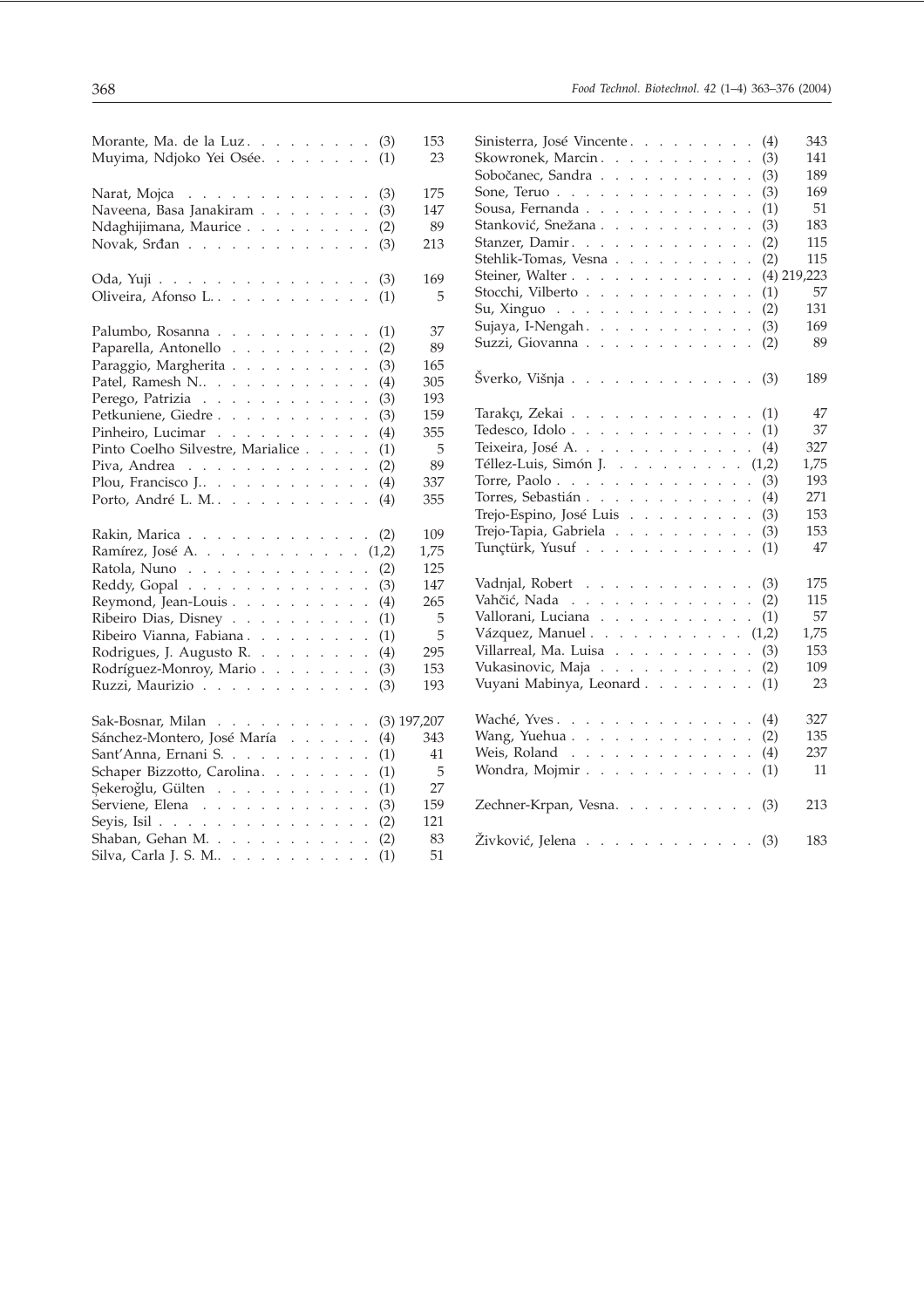Morante, Ma. de la Luz . . . . . . . . . (3) 153
Muyima, Ndjoko Yei Osée. . . . . . . . . (1) 23

Narat, Mojca . . . . . . . . . . . . . (3) 175
Naveena, Basa Janakiram . . . . . . . . (3) 147
Ndaghijimana, Maurice . . . . . . . . . (2) 89
Novak, Srđan . . . . . . . . . . . . . (3) 213

Oda, Yuji . . . . . . . . . . . . . . . (3) 169
Oliveira, Afonso L. . . . . . . . . . . . (1) 5

Palumbo, Rosanna . . . . . . . . . . . (1) 37
Paparella, Antonello . . . . . . . . . . (2) 89
Paraggio, Margherita . . . . . . . . . . (3) 165
Patel, Ramesh N.. . . . . . . . . . . . (4) 305
Perego, Patrizia . . . . . . . . . . . . (3) 193
Petkuniene, Giedre . . . . . . . . . . . (3) 159
Pinheiro, Lucimar . . . . . . . . . . . (4) 355
Pinto Coelho Silvestre, Marialice . . . . . (1) 5
Piva, Andrea . . . . . . . . . . . . . (2) 89
Plou, Francisco J.. . . . . . . . . . . . (4) 337
Porto, André L. M.. . . . . . . . . . . . (4) 355

Rakin, Marica . . . . . . . . . . . . . (2) 109
Ramírez, José A. . . . . . . . . . . . (1,2) 1,75
Ratola, Nuno . . . . . . . . . . . . . (2) 125
Reddy, Gopal . . . . . . . . . . . . . (3) 147
Reymond, Jean-Louis . . . . . . . . . . (4) 265
Ribeiro Dias, Disney . . . . . . . . . . (1) 5
Ribeiro Vianna, Fabiana . . . . . . . . . (1) 5
Rodrigues, J. Augusto R. . . . . . . . . (4) 295
Rodríguez-Monroy, Mario . . . . . . . . (3) 153
Ruzzi, Maurizio . . . . . . . . . . . . (3) 193

Sak-Bosnar, Milan . . . . . . . . . . (3) 197,207
Sánchez-Montero, José María . . . . . . (4) 343
Sant'Anna, Ernani S. . . . . . . . . . . (1) 41
Schaper Bizzotto, Carolina. . . . . . . . (1) 5
Şekeroğlu, Gülten . . . . . . . . . . . (1) 27
Serviene, Elena . . . . . . . . . . . . (3) 159
Seyis, Isil . . . . . . . . . . . . . . . (2) 121
Shaban, Gehan M. . . . . . . . . . . . (2) 83
Silva, Carla J. S. M.. . . . . . . . . . . (1) 51
Sinisterra, José Vincente . . . . . . . . . (4) 343
Skowronek, Marcin . . . . . . . . . . . (3) 141
Sobočanec, Sandra . . . . . . . . . . . (3) 189
Sone, Teruo . . . . . . . . . . . . . . (3) 169
Sousa, Fernanda . . . . . . . . . . . . (1) 51
Stanković, Snežana . . . . . . . . . . . (3) 183
Stanzer, Damir . . . . . . . . . . . . . (2) 115
Stehlik-Tomas, Vesna . . . . . . . . . . (2) 115
Steiner, Walter . . . . . . . . . . . . (4) 219,223
Stocchi, Vilberto . . . . . . . . . . . . (1) 57
Su, Xinguo . . . . . . . . . . . . . . (2) 131
Sujaya, I-Nengah . . . . . . . . . . . . (3) 169
Suzzi, Giovanna . . . . . . . . . . . . (2) 89

Šverko, Višnja . . . . . . . . . . . . . (3) 189

Tarakçı, Zekai . . . . . . . . . . . . . (1) 47
Tedesco, Idolo . . . . . . . . . . . . . (1) 37
Teixeira, José A. . . . . . . . . . . . . (4) 327
Téllez-Luis, Simón J. . . . . . . . . . (1,2) 1,75
Torre, Paolo . . . . . . . . . . . . . . (3) 193
Torres, Sebastián . . . . . . . . . . . . (4) 271
Trejo-Espino, José Luis . . . . . . . . . (3) 153
Trejo-Tapia, Gabriela . . . . . . . . . . (3) 153
Tunçtürk, Yusuf . . . . . . . . . . . . (1) 47

Vadnjal, Robert . . . . . . . . . . . . (3) 175
Vahčić, Nada . . . . . . . . . . . . . (2) 115
Vallorani, Luciana . . . . . . . . . . . (1) 57
Vázquez, Manuel . . . . . . . . . . . (1,2) 1,75
Villarreal, Ma. Luisa . . . . . . . . . . (3) 153
Vukasinovic, Maja . . . . . . . . . . . (2) 109
Vuyani Mabinya, Leonard . . . . . . . . (1) 23

Waché, Yves . . . . . . . . . . . . . . (4) 327
Wang, Yuehua . . . . . . . . . . . . . (2) 135
Weis, Roland . . . . . . . . . . . . . (4) 237
Wondra, Mojmir . . . . . . . . . . . . (1) 11

Zechner-Krpan, Vesna. . . . . . . . . . (3) 213

Živković, Jelena . . . . . . . . . . . . (3) 183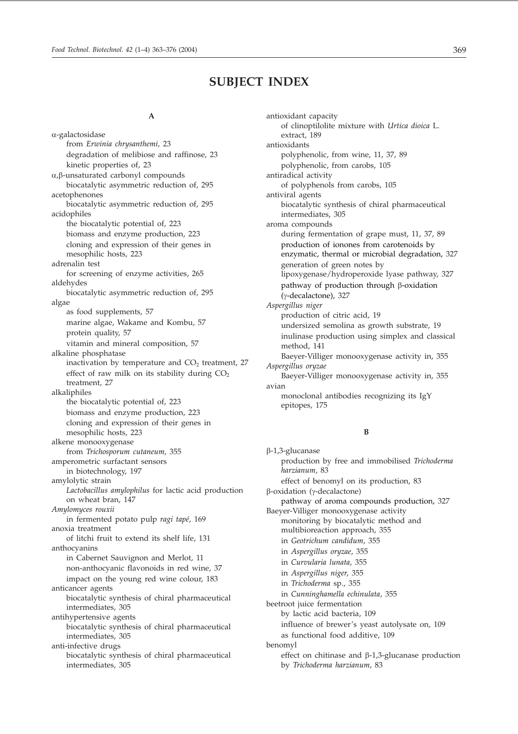# SUBJECT INDEX

**A**

α-galactosidase
- from *Erwinia chrysanthemi*, 23
- degradation of melibiose and raffinose, 23
- kinetic properties of, 23

α,β-unsaturated carbonyl compounds
- biocatalytic asymmetric reduction of, 295

acetophenones
- biocatalytic asymmetric reduction of, 295

acidophiles
- the biocatalytic potential of, 223
- biomass and enzyme production, 223
- cloning and expression of their genes in mesophilic hosts, 223

adrenalin test
- for screening of enzyme activities, 265

aldehydes
- biocatalytic asymmetric reduction of, 295

algae
- as food supplements, 57
- marine algae, Wakame and Kombu, 57
- protein quality, 57
- vitamin and mineral composition, 57

alkaline phosphatase
- inactivation by temperature and $CO_2$ treatment, 27
- effect of raw milk on its stability during $CO_2$ treatment, 27

alkaliphiles
- the biocatalytic potential of, 223
- biomass and enzyme production, 223
- cloning and expression of their genes in mesophilic hosts, 223

alkene monooxygenase
- from *Trichosporum cutaneum*, 355

amperometric surfactant sensors
- in biotechnology, 197

amylolytic strain
- *Lactobacillus amylophilus* for lactic acid production on wheat bran, 147

*Amylomyces rouxii*
- in fermented potato pulp *ragi tapé*, 169

anoxia treatment
- of litchi fruit to extend its shelf life, 131

anthocyanins
- in Cabernet Sauvignon and Merlot, 11
- non-anthocyanic flavonoids in red wine, 37
- impact on the young red wine colour, 183

anticancer agents
- biocatalytic synthesis of chiral pharmaceutical intermediates, 305

antihypertensive agents
- biocatalytic synthesis of chiral pharmaceutical intermediates, 305

anti-infective drugs
- biocatalytic synthesis of chiral pharmaceutical intermediates, 305

antioxidant capacity
- of clinoptilolite mixture with *Urtica dioica* L. extract, 189

antioxidants
- polyphenolic, from wine, 11, 37, 89
- polyphenolic, from carobs, 105

antiradical activity
- of polyphenols from carobs, 105

antiviral agents
- biocatalytic synthesis of chiral pharmaceutical intermediates, 305

aroma compounds
- during fermentation of grape must, 11, 37, 89
- production of ionones from carotenoids by enzymatic, thermal or microbial degradation, 327
- generation of green notes by lipoxygenase/hydroperoxide lyase pathway, 327
- pathway of production through β-oxidation (γ-decalactone), 327

*Aspergillus niger*
- production of citric acid, 19
- undersized semolina as growth substrate, 19
- inulinase production using simplex and classical method, 141
- Baeyer-Villiger monooxygenase activity in, 355

*Aspergillus oryzae*
- Baeyer-Villiger monooxygenase activity in, 355

avian
- monoclonal antibodies recognizing its IgY epitopes, 175

**B**

β-1,3-glucanase
- production by free and immobilised *Trichoderma harzianum*, 83
- effect of benomyl on its production, 83

β-oxidation (γ-decalactone)
- pathway of aroma compounds production, 327

Baeyer-Villiger monooxygenase activity
- monitoring by biocatalytic method and multibioreaction approach, 355
- in *Geotrichum candidum*, 355
- in *Aspergillus oryzae*, 355
- in *Curvularia lunata*, 355
- in *Aspergillus niger*, 355
- in *Trichoderma* sp., 355
- in *Cunninghamella echinulata*, 355

beetroot juice fermentation
- by lactic acid bacteria, 109
- influence of brewer's yeast autolysate on, 109
- as functional food additive, 109

benomyl
- effect on chitinase and β-1,3-glucanase production by *Trichoderma harzianum*, 83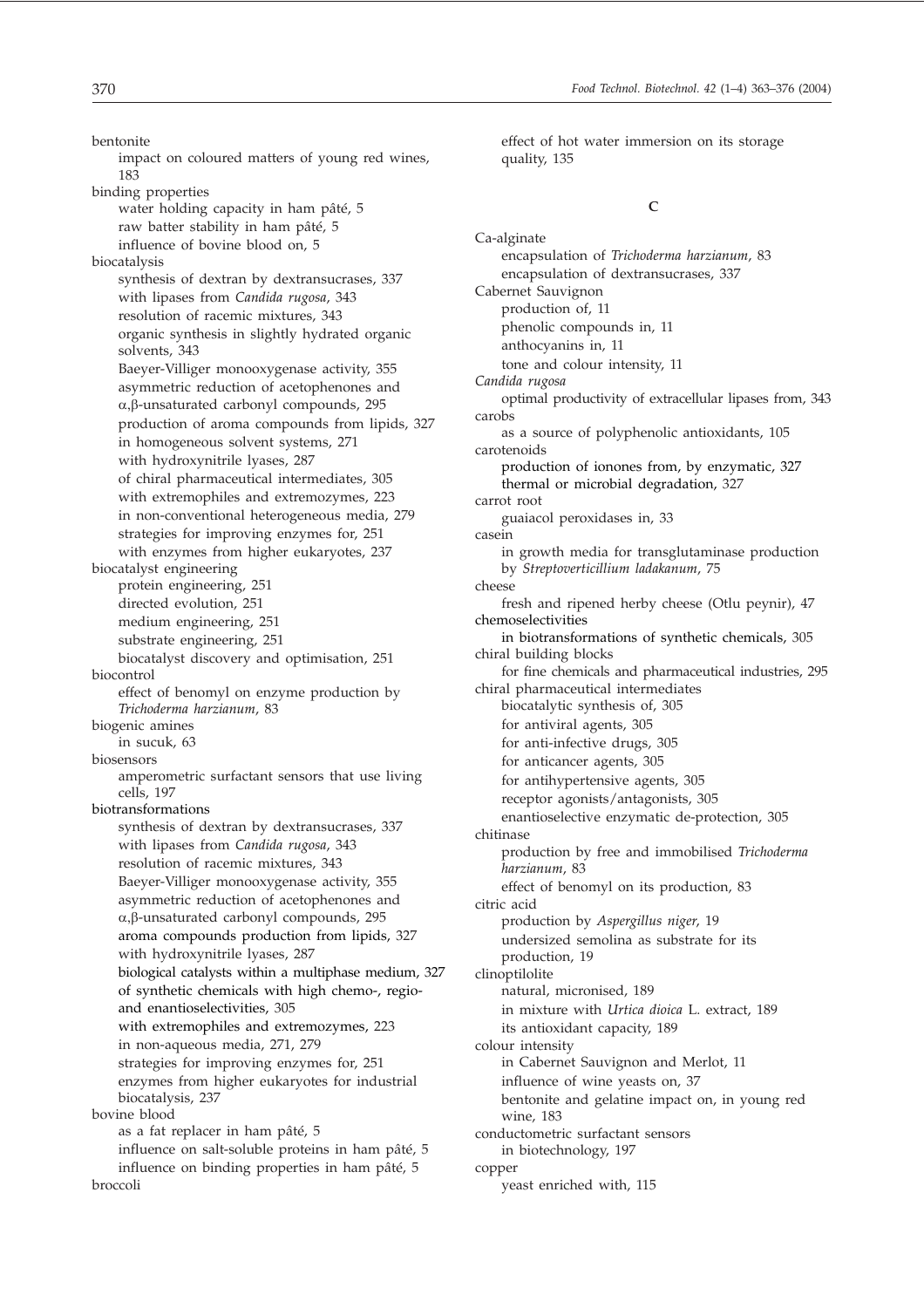bentonite
- impact on coloured matters of young red wines, 183

binding properties
- water holding capacity in ham pâté, 5
- raw batter stability in ham pâté, 5
- influence of bovine blood on, 5

biocatalysis
- synthesis of dextran by dextransucrases, 337
- with lipases from *Candida rugosa*, 343
- resolution of racemic mixtures, 343
- organic synthesis in slightly hydrated organic solvents, 343
- Baeyer-Villiger monooxygenase activity, 355
- asymmetric reduction of acetophenones and $\alpha,\beta$-unsaturated carbonyl compounds, 295
- production of aroma compounds from lipids, 327
- in homogeneous solvent systems, 271
- with hydroxynitrile lyases, 287
- of chiral pharmaceutical intermediates, 305
- with extremophiles and extremozymes, 223
- in non-conventional heterogeneous media, 279
- strategies for improving enzymes for, 251
- with enzymes from higher eukaryotes, 237

biocatalyst engineering
- protein engineering, 251
- directed evolution, 251
- medium engineering, 251
- substrate engineering, 251
- biocatalyst discovery and optimisation, 251

biocontrol
- effect of benomyl on enzyme production by *Trichoderma harzianum*, 83

biogenic amines
- in sucuk, 63

biosensors
- amperometric surfactant sensors that use living cells, 197

biotransformations
- synthesis of dextran by dextransucrases, 337
- with lipases from *Candida rugosa*, 343
- resolution of racemic mixtures, 343
- Baeyer-Villiger monooxygenase activity, 355
- asymmetric reduction of acetophenones and $\alpha,\beta$-unsaturated carbonyl compounds, 295
- aroma compounds production from lipids, 327
- with hydroxynitrile lyases, 287
- biological catalysts within a multiphase medium, 327
- of synthetic chemicals with high chemo-, regio- and enantioselectivities, 305
- with extremophiles and extremozymes, 223
- in non-aqueous media, 271, 279
- strategies for improving enzymes for, 251
- enzymes from higher eukaryotes for industrial biocatalysis, 237

bovine blood
- as a fat replacer in ham pâté, 5
- influence on salt-soluble proteins in ham pâté, 5
- influence on binding properties in ham pâté, 5

broccoli
- effect of hot water immersion on its storage quality, 135

## C

Ca-alginate
- encapsulation of *Trichoderma harzianum*, 83
- encapsulation of dextransucrases, 337

Cabernet Sauvignon
- production of, 11
- phenolic compounds in, 11
- anthocyanins in, 11
- tone and colour intensity, 11

*Candida rugosa*
- optimal productivity of extracellular lipases from, 343

carobs
- as a source of polyphenolic antioxidants, 105

carotenoids
- production of ionones from, by enzymatic, 327
- thermal or microbial degradation, 327

carrot root
- guaiacol peroxidases in, 33

casein
- in growth media for transglutaminase production by *Streptoverticillium ladakanum*, 75

cheese
- fresh and ripened herby cheese (Otlu peynir), 47

chemoselectivities
- in biotransformations of synthetic chemicals, 305

chiral building blocks
- for fine chemicals and pharmaceutical industries, 295

chiral pharmaceutical intermediates
- biocatalytic synthesis of, 305
- for antiviral agents, 305
- for anti-infective drugs, 305
- for anticancer agents, 305
- for antihypertensive agents, 305
- receptor agonists/antagonists, 305
- enantioselective enzymatic de-protection, 305

chitinase
- production by free and immobilised *Trichoderma harzianum*, 83
- effect of benomyl on its production, 83

citric acid
- production by *Aspergillus niger*, 19
- undersized semolina as substrate for its production, 19

clinoptilolite
- natural, micronised, 189
- in mixture with *Urtica dioica* L. extract, 189
- its antioxidant capacity, 189

colour intensity
- in Cabernet Sauvignon and Merlot, 11
- influence of wine yeasts on, 37
- bentonite and gelatine impact on, in young red wine, 183

conductometric surfactant sensors
- in biotechnology, 197

copper
- yeast enriched with, 115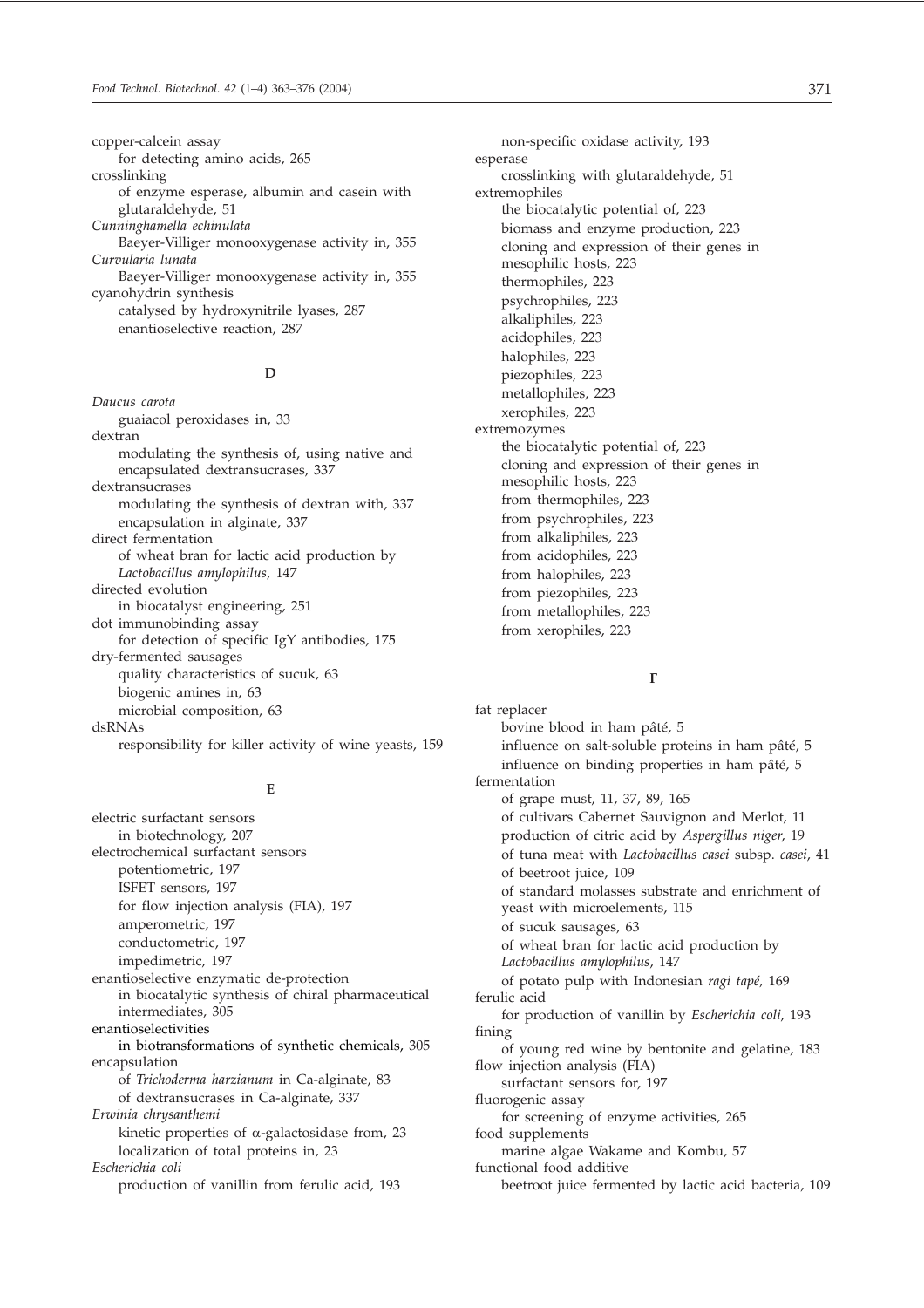copper-calcein assay
  for detecting amino acids, 265
crosslinking
  of enzyme esperase, albumin and casein with glutaraldehyde, 51
*Cunninghamella echinulata*
  Baeyer-Villiger monooxygenase activity in, 355
*Curvularia lunata*
  Baeyer-Villiger monooxygenase activity in, 355
cyanohydrin synthesis
  catalysed by hydroxynitrile lyases, 287
  enantioselective reaction, 287

**D**

*Daucus carota*
  guaiacol peroxidases in, 33
dextran
  modulating the synthesis of, using native and encapsulated dextransucrases, 337
dextransucrases
  modulating the synthesis of dextran with, 337
  encapsulation in alginate, 337
direct fermentation
  of wheat bran for lactic acid production by *Lactobacillus amylophilus*, 147
directed evolution
  in biocatalyst engineering, 251
dot immunobinding assay
  for detection of specific IgY antibodies, 175
dry-fermented sausages
  quality characteristics of sucuk, 63
  biogenic amines in, 63
  microbial composition, 63
dsRNAs
  responsibility for killer activity of wine yeasts, 159

**E**

electric surfactant sensors
  in biotechnology, 207
electrochemical surfactant sensors
  potentiometric, 197
  ISFET sensors, 197
  for flow injection analysis (FIA), 197
  amperometric, 197
  conductometric, 197
  impedimetric, 197
enantioselective enzymatic de-protection
  in biocatalytic synthesis of chiral pharmaceutical intermediates, 305
enantioselectivities
  in biotransformations of synthetic chemicals, 305
encapsulation
  of *Trichoderma harzianum* in Ca-alginate, 83
  of dextransucrases in Ca-alginate, 337
*Erwinia chrysanthemi*
  kinetic properties of α-galactosidase from, 23
  localization of total proteins in, 23
*Escherichia coli*
  production of vanillin from ferulic acid, 193
  non-specific oxidase activity, 193
esperase
  crosslinking with glutaraldehyde, 51
extremophiles
  the biocatalytic potential of, 223
  biomass and enzyme production, 223
  cloning and expression of their genes in mesophilic hosts, 223
  thermophiles, 223
  psychrophiles, 223
  alkaliphiles, 223
  acidophiles, 223
  halophiles, 223
  piezophiles, 223
  metallophiles, 223
  xerophiles, 223
extremozymes
  the biocatalytic potential of, 223
  cloning and expression of their genes in mesophilic hosts, 223
  from thermophiles, 223
  from psychrophiles, 223
  from alkaliphiles, 223
  from acidophiles, 223
  from halophiles, 223
  from piezophiles, 223
  from metallophiles, 223
  from xerophiles, 223

**F**

fat replacer
  bovine blood in ham pâté, 5
  influence on salt-soluble proteins in ham pâté, 5
  influence on binding properties in ham pâté, 5
fermentation
  of grape must, 11, 37, 89, 165
  of cultivars Cabernet Sauvignon and Merlot, 11
  production of citric acid by *Aspergillus niger*, 19
  of tuna meat with *Lactobacillus casei* subsp. *casei*, 41
  of beetroot juice, 109
  of standard molasses substrate and enrichment of yeast with microelements, 115
  of sucuk sausages, 63
  of wheat bran for lactic acid production by *Lactobacillus amylophilus*, 147
  of potato pulp with Indonesian *ragi tapé*, 169
ferulic acid
  for production of vanillin by *Escherichia coli*, 193
fining
  of young red wine by bentonite and gelatine, 183
flow injection analysis (FIA)
  surfactant sensors for, 197
fluorogenic assay
  for screening of enzyme activities, 265
food supplements
  marine algae Wakame and Kombu, 57
functional food additive
  beetroot juice fermented by lactic acid bacteria, 109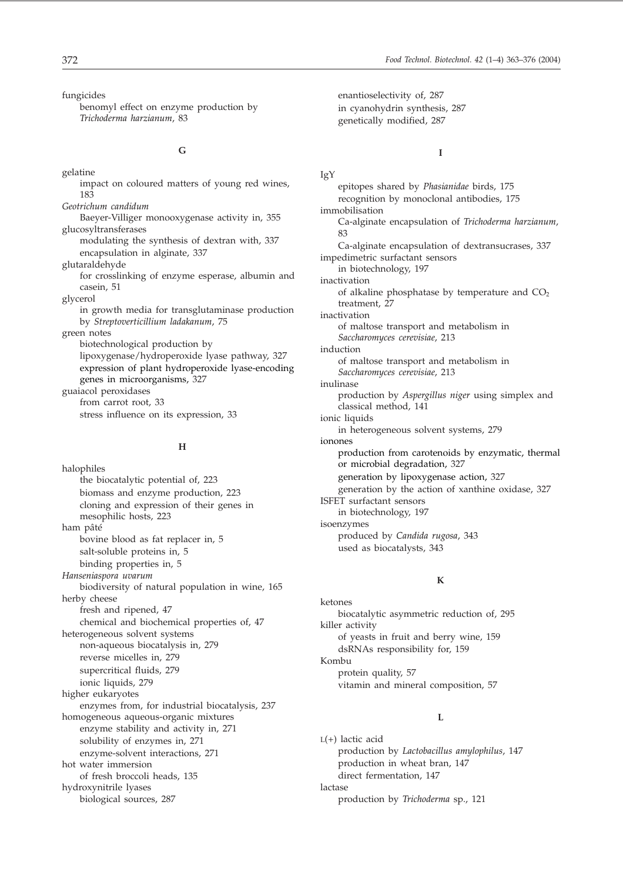fungicides
  benomyl effect on enzyme production by *Trichoderma harzianum*, 83

**G**

gelatine
  impact on coloured matters of young red wines, 183

*Geotrichum candidum*
  Baeyer-Villiger monooxygenase activity in, 355

glucosyltransferases
  modulating the synthesis of dextran with, 337
  encapsulation in alginate, 337

glutaraldehyde
  for crosslinking of enzyme esperase, albumin and casein, 51

glycerol
  in growth media for transglutaminase production by *Streptoverticillium ladakanum*, 75

green notes
  biotechnological production by lipoxygenase/hydroperoxide lyase pathway, 327
  expression of plant hydroperoxide lyase-encoding genes in microorganisms, 327

guaiacol peroxidases
  from carrot root, 33
  stress influence on its expression, 33

**H**

halophiles
  the biocatalytic potential of, 223
  biomass and enzyme production, 223
  cloning and expression of their genes in mesophilic hosts, 223

ham pâté
  bovine blood as fat replacer in, 5
  salt-soluble proteins in, 5
  binding properties in, 5

*Hanseniaspora uvarum*
  biodiversity of natural population in wine, 165

herby cheese
  fresh and ripened, 47
  chemical and biochemical properties of, 47

heterogeneous solvent systems
  non-aqueous biocatalysis in, 279
  reverse micelles in, 279
  supercritical fluids, 279
  ionic liquids, 279

higher eukaryotes
  enzymes from, for industrial biocatalysis, 237

homogeneous aqueous-organic mixtures
  enzyme stability and activity in, 271
  solubility of enzymes in, 271
  enzyme-solvent interactions, 271

hot water immersion
  of fresh broccoli heads, 135

hydroxynitrile lyases
  biological sources, 287
  enantioselectivity of, 287
  in cyanohydrin synthesis, 287
  genetically modified, 287

**I**

IgY
  epitopes shared by *Phasianidae* birds, 175
  recognition by monoclonal antibodies, 175

immobilisation
  Ca-alginate encapsulation of *Trichoderma harzianum*, 83
  Ca-alginate encapsulation of dextransucrases, 337

impedimetric surfactant sensors
  in biotechnology, 197

inactivation
  of alkaline phosphatase by temperature and $CO_2$ treatment, 27

inactivation
  of maltose transport and metabolism in *Saccharomyces cerevisiae*, 213

induction
  of maltose transport and metabolism in *Saccharomyces cerevisiae*, 213

inulinase
  production by *Aspergillus niger* using simplex and classical method, 141

ionic liquids
  in heterogeneous solvent systems, 279

ionones
  production from carotenoids by enzymatic, thermal or microbial degradation, 327
  generation by lipoxygenase action, 327
  generation by the action of xanthine oxidase, 327

ISFET surfactant sensors
  in biotechnology, 197

isoenzymes
  produced by *Candida rugosa*, 343
  used as biocatalysts, 343

**K**

ketones
  biocatalytic asymmetric reduction of, 295

killer activity
  of yeasts in fruit and berry wine, 159
  dsRNAs responsibility for, 159

Kombu
  protein quality, 57
  vitamin and mineral composition, 57

**L**

L(+) lactic acid
  production by *Lactobacillus amylophilus*, 147
  production in wheat bran, 147
  direct fermentation, 147

lactase
  production by *Trichoderma* sp., 121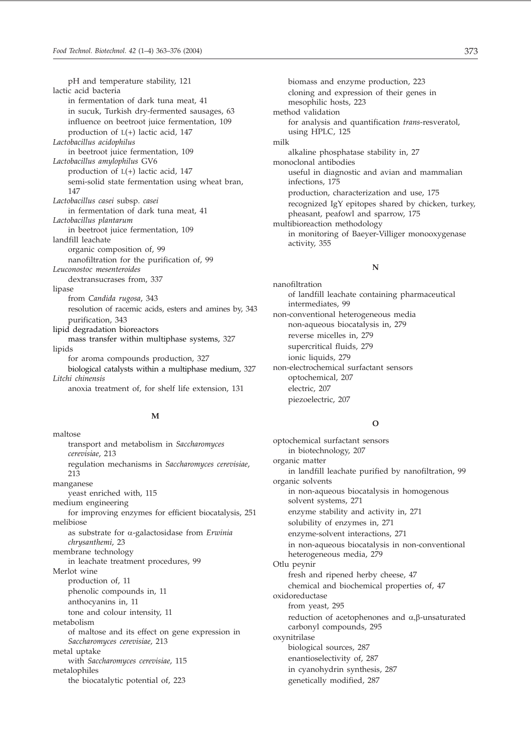pH and temperature stability, 121

lactic acid bacteria
- in fermentation of dark tuna meat, 41
- in sucuk, Turkish dry-fermented sausages, 63
- influence on beetroot juice fermentation, 109
- production of L(+) lactic acid, 147

*Lactobacillus acidophilus*
- in beetroot juice fermentation, 109

*Lactobacillus amylophilus* GV6
- production of L(+) lactic acid, 147
- semi-solid state fermentation using wheat bran, 147

*Lactobacillus casei* subsp. *casei*
- in fermentation of dark tuna meat, 41

*Lactobacillus plantarum*
- in beetroot juice fermentation, 109

landfill leachate
- organic composition of, 99
- nanofiltration for the purification of, 99

*Leuconostoc mesenteroides*
- dextransucrases from, 337

lipase
- from *Candida rugosa*, 343
- resolution of racemic acids, esters and amines by, 343
- purification, 343

lipid degradation bioreactors
- mass transfer within multiphase systems, 327

lipids
- for aroma compounds production, 327
- biological catalysts within a multiphase medium, 327

*Litchi chinensis*
- anoxia treatment of, for shelf life extension, 131

## M

maltose
- transport and metabolism in *Saccharomyces cerevisiae*, 213
- regulation mechanisms in *Saccharomyces cerevisiae*, 213

manganese
- yeast enriched with, 115

medium engineering
- for improving enzymes for efficient biocatalysis, 251

melibiose
- as substrate for α-galactosidase from *Erwinia chrysanthemi*, 23

membrane technology
- in leachate treatment procedures, 99

Merlot wine
- production of, 11
- phenolic compounds in, 11
- anthocyanins in, 11
- tone and colour intensity, 11

metabolism
- of maltose and its effect on gene expression in *Saccharomyces cerevisiae*, 213

metal uptake
- with *Saccharomyces cerevisiae*, 115

metalophiles
- the biocatalytic potential of, 223
- biomass and enzyme production, 223
- cloning and expression of their genes in mesophilic hosts, 223

method validation
- for analysis and quantification *trans*-resveratol, using HPLC, 125

milk
- alkaline phosphatase stability in, 27

monoclonal antibodies
- useful in diagnostic and avian and mammalian infections, 175
- production, characterization and use, 175
- recognized IgY epitopes shared by chicken, turkey, pheasant, peafowl and sparrow, 175

multibioreaction methodology
- in monitoring of Baeyer-Villiger monooxygenase activity, 355

## N

nanofiltration
- of landfill leachate containing pharmaceutical intermediates, 99

non-conventional heterogeneous media
- non-aqueous biocatalysis in, 279
- reverse micelles in, 279
- supercritical fluids, 279
- ionic liquids, 279

non-electrochemical surfactant sensors
- optochemical, 207
- electric, 207
- piezoelectric, 207

## O

optochemical surfactant sensors
- in biotechnology, 207

organic matter
- in landfill leachate purified by nanofiltration, 99

organic solvents
- in non-aqueous biocatalysis in homogenous solvent systems, 271
- enzyme stability and activity in, 271
- solubility of enzymes in, 271
- enzyme-solvent interactions, 271
- in non-aqueous biocatalysis in non-conventional heterogeneous media, 279

Otlu peynir
- fresh and ripened herby cheese, 47
- chemical and biochemical properties of, 47

oxidoreductase
- from yeast, 295
- reduction of acetophenones and α,β-unsaturated carbonyl compounds, 295

oxynitrilase
- biological sources, 287
- enantioselectivity of, 287
- in cyanohydrin synthesis, 287
- genetically modified, 287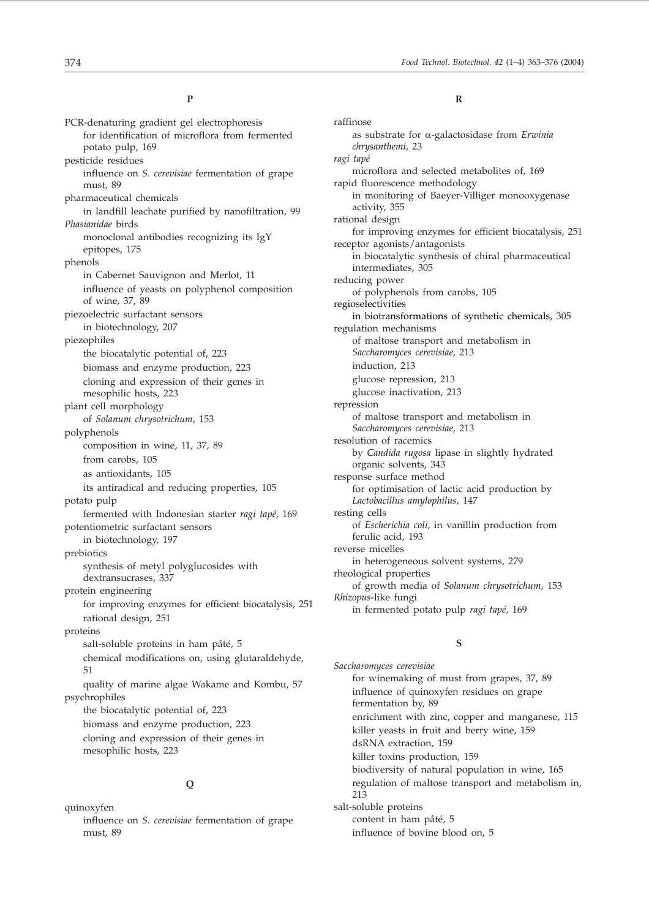**P**

PCR-denaturing gradient gel electrophoresis
  for identification of microflora from fermented potato pulp, 169

pesticide residues
  influence on *S. cerevisiae* fermentation of grape must, 89

pharmaceutical chemicals
  in landfill leachate purified by nanofiltration, 99

*Phasianidae* birds
  monoclonal antibodies recognizing its IgY epitopes, 175

phenols
  in Cabernet Sauvignon and Merlot, 11
  influence of yeasts on polyphenol composition of wine, 37, 89

piezoelectric surfactant sensors
  in biotechnology, 207

piezophiles
  the biocatalytic potential of, 223
  biomass and enzyme production, 223
  cloning and expression of their genes in mesophilic hosts, 223

plant cell morphology
  of *Solanum chrysotrichum*, 153

polyphenols
  composition in wine, 11, 37, 89
  from carobs, 105
  as antioxidants, 105
  its antiradical and reducing properties, 105

potato pulp
  fermented with Indonesian starter *ragi tapé*, 169

potentiometric surfactant sensors
  in biotechnology, 197

prebiotics
  synthesis of metyl polyglucosides with dextransucrases, 337

protein engineering
  for improving enzymes for efficient biocatalysis, 251
  rational design, 251

proteins
  salt-soluble proteins in ham pâté, 5
  chemical modifications on, using glutaraldehyde, 51
  quality of marine algae Wakame and Kombu, 57

psychrophiles
  the biocatalytic potential of, 223
  biomass and enzyme production, 223
  cloning and expression of their genes in mesophilic hosts, 223

**Q**

quinoxyfen
  influence on *S. cerevisiae* fermentation of grape must, 89

**R**

raffinose
  as substrate for α-galactosidase from *Erwinia chrysanthemi*, 23

*ragi tapé*
  microflora and selected metabolites of, 169

rapid fluorescence methodology
  in monitoring of Baeyer-Villiger monooxygenase activity, 355

rational design
  for improving enzymes for efficient biocatalysis, 251

receptor agonists/antagonists
  in biocatalytic synthesis of chiral pharmaceutical intermediates, 305

reducing power
  of polyphenols from carobs, 105

regioselectivities
  in biotransformations of synthetic chemicals, 305

regulation mechanisms
  of maltose transport and metabolism in *Saccharomyces cerevisiae*, 213
  induction, 213
  glucose repression, 213
  glucose inactivation, 213

repression
  of maltose transport and metabolism in *Saccharomyces cerevisiae*, 213

resolution of racemics
  by *Candida rugosa* lipase in slightly hydrated organic solvents, 343

response surface method
  for optimisation of lactic acid production by *Lactobacillus amylophilus*, 147

resting cells
  of *Escherichia coli*, in vanillin production from ferulic acid, 193

reverse micelles
  in heterogeneous solvent systems, 279

rheological properties
  of growth media of *Solanum chrysotrichum*, 153

*Rhizopus*-like fungi
  in fermented potato pulp *ragi tapé*, 169

**S**

*Saccharomyces cerevisiae*
  for winemaking of must from grapes, 37, 89
  influence of quinoxyfen residues on grape fermentation by, 89
  enrichment with zinc, copper and manganese, 115
  killer yeasts in fruit and berry wine, 159
  dsRNA extraction, 159
  killer toxins production, 159
  biodiversity of natural population in wine, 165
  regulation of maltose transport and metabolism in, 213

salt-soluble proteins
  content in ham pâté, 5
  influence of bovine blood on, 5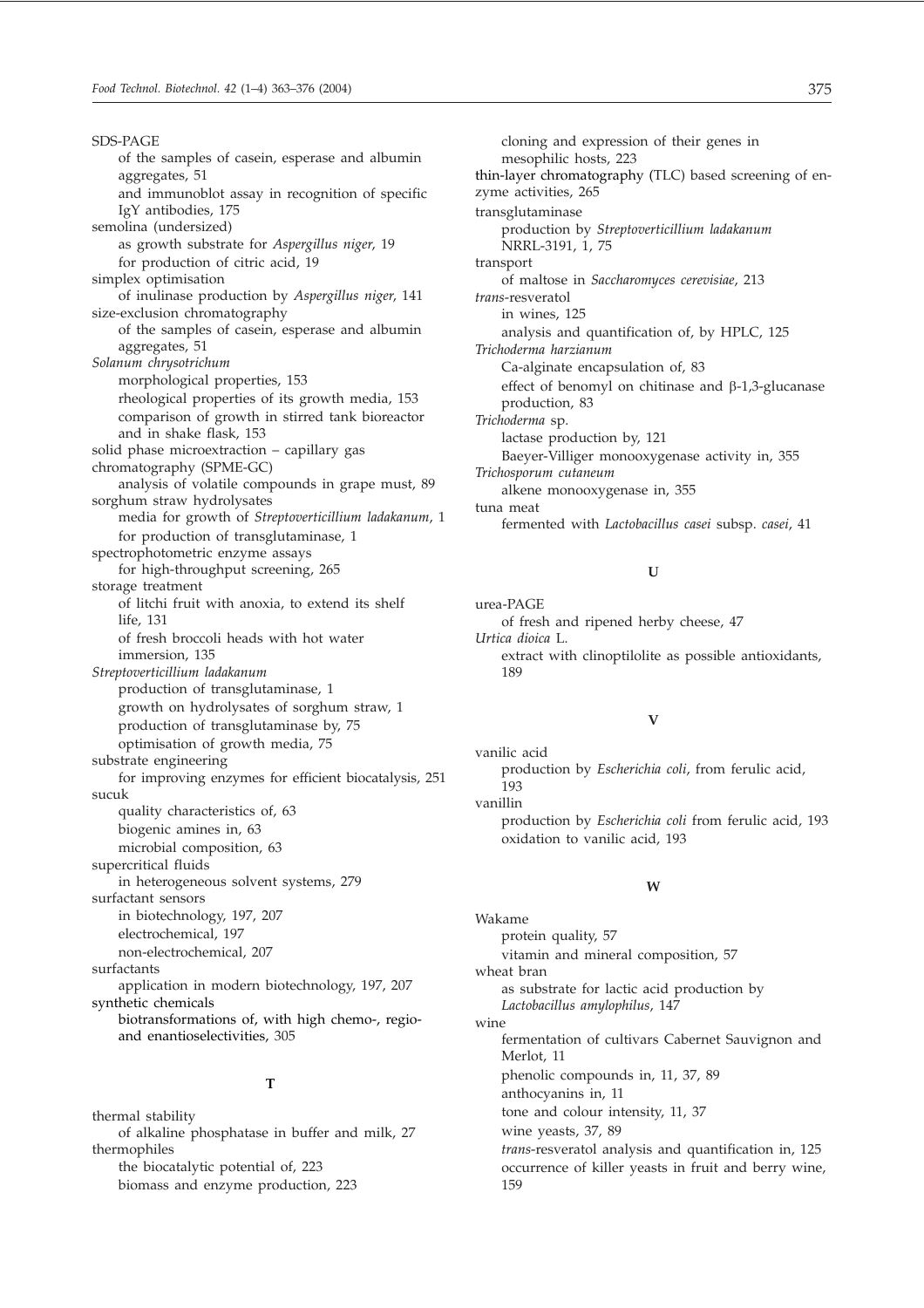SDS-PAGE
  of the samples of casein, esperase and albumin aggregates, 51
  and immunoblot assay in recognition of specific IgY antibodies, 175
semolina (undersized)
  as growth substrate for *Aspergillus niger*, 19
  for production of citric acid, 19
simplex optimisation
  of inulinase production by *Aspergillus niger*, 141
size-exclusion chromatography
  of the samples of casein, esperase and albumin aggregates, 51
*Solanum chrysotrichum*
  morphological properties, 153
  rheological properties of its growth media, 153
  comparison of growth in stirred tank bioreactor and in shake flask, 153
solid phase microextraction – capillary gas chromatography (SPME-GC)
  analysis of volatile compounds in grape must, 89
sorghum straw hydrolysates
  media for growth of *Streptoverticillium ladakanum*, 1
  for production of transglutaminase, 1
spectrophotometric enzyme assays
  for high-throughput screening, 265
storage treatment
  of litchi fruit with anoxia, to extend its shelf life, 131
  of fresh broccoli heads with hot water immersion, 135
*Streptoverticillium ladakanum*
  production of transglutaminase, 1
  growth on hydrolysates of sorghum straw, 1
  production of transglutaminase by, 75
  optimisation of growth media, 75
substrate engineering
  for improving enzymes for efficient biocatalysis, 251
sucuk
  quality characteristics of, 63
  biogenic amines in, 63
  microbial composition, 63
supercritical fluids
  in heterogeneous solvent systems, 279
surfactant sensors
  in biotechnology, 197, 207
  electrochemical, 197
  non-electrochemical, 207
surfactants
  application in modern biotechnology, 197, 207
synthetic chemicals
  biotransformations of, with high chemo-, regio- and enantioselectivities, 305

**T**

thermal stability
  of alkaline phosphatase in buffer and milk, 27
thermophiles
  the biocatalytic potential of, 223
  biomass and enzyme production, 223
  cloning and expression of their genes in mesophilic hosts, 223
thin-layer chromatography (TLC) based screening of enzyme activities, 265
transglutaminase
  production by *Streptoverticillium ladakanum* NRRL-3191, 1, 75
transport
  of maltose in *Saccharomyces cerevisiae*, 213
*trans*-resveratol
  in wines, 125
  analysis and quantification of, by HPLC, 125
*Trichoderma harzianum*
  Ca-alginate encapsulation of, 83
  effect of benomyl on chitinase and β-1,3-glucanase production, 83
*Trichoderma* sp.
  lactase production by, 121
  Baeyer-Villiger monooxygenase activity in, 355
*Trichosporum cutaneum*
  alkene monooxygenase in, 355
tuna meat
  fermented with *Lactobacillus casei* subsp. *casei*, 41

**U**

urea-PAGE
  of fresh and ripened herby cheese, 47
*Urtica dioica* L.
  extract with clinoptilolite as possible antioxidants, 189

**V**

vanilic acid
  production by *Escherichia coli*, from ferulic acid, 193
vanillin
  production by *Escherichia coli* from ferulic acid, 193
  oxidation to vanilic acid, 193

**W**

Wakame
  protein quality, 57
  vitamin and mineral composition, 57
wheat bran
  as substrate for lactic acid production by *Lactobacillus amylophilus*, 147
wine
  fermentation of cultivars Cabernet Sauvignon and Merlot, 11
  phenolic compounds in, 11, 37, 89
  anthocyanins in, 11
  tone and colour intensity, 11, 37
  wine yeasts, 37, 89
  *trans*-resveratol analysis and quantification in, 125
  occurrence of killer yeasts in fruit and berry wine, 159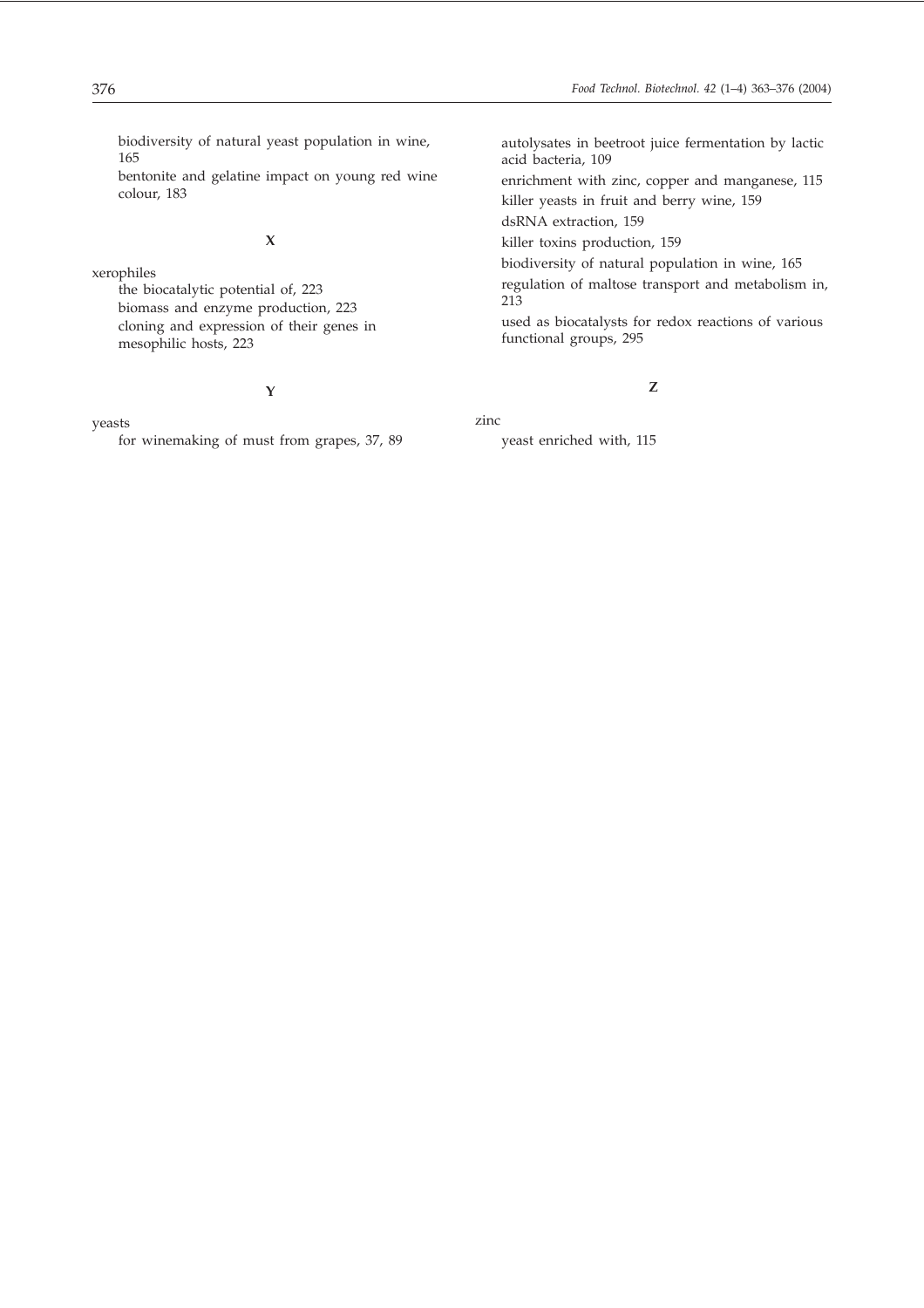biodiversity of natural yeast population in wine, 165

bentonite and gelatine impact on young red wine colour, 183

**X**

xerophiles

the biocatalytic potential of, 223

biomass and enzyme production, 223

cloning and expression of their genes in mesophilic hosts, 223

**Y**

yeasts

for winemaking of must from grapes, 37, 89

autolysates in beetroot juice fermentation by lactic acid bacteria, 109

enrichment with zinc, copper and manganese, 115

killer yeasts in fruit and berry wine, 159

dsRNA extraction, 159

killer toxins production, 159

biodiversity of natural population in wine, 165

regulation of maltose transport and metabolism in, 213

used as biocatalysts for redox reactions of various functional groups, 295

**Z**

zinc

yeast enriched with, 115